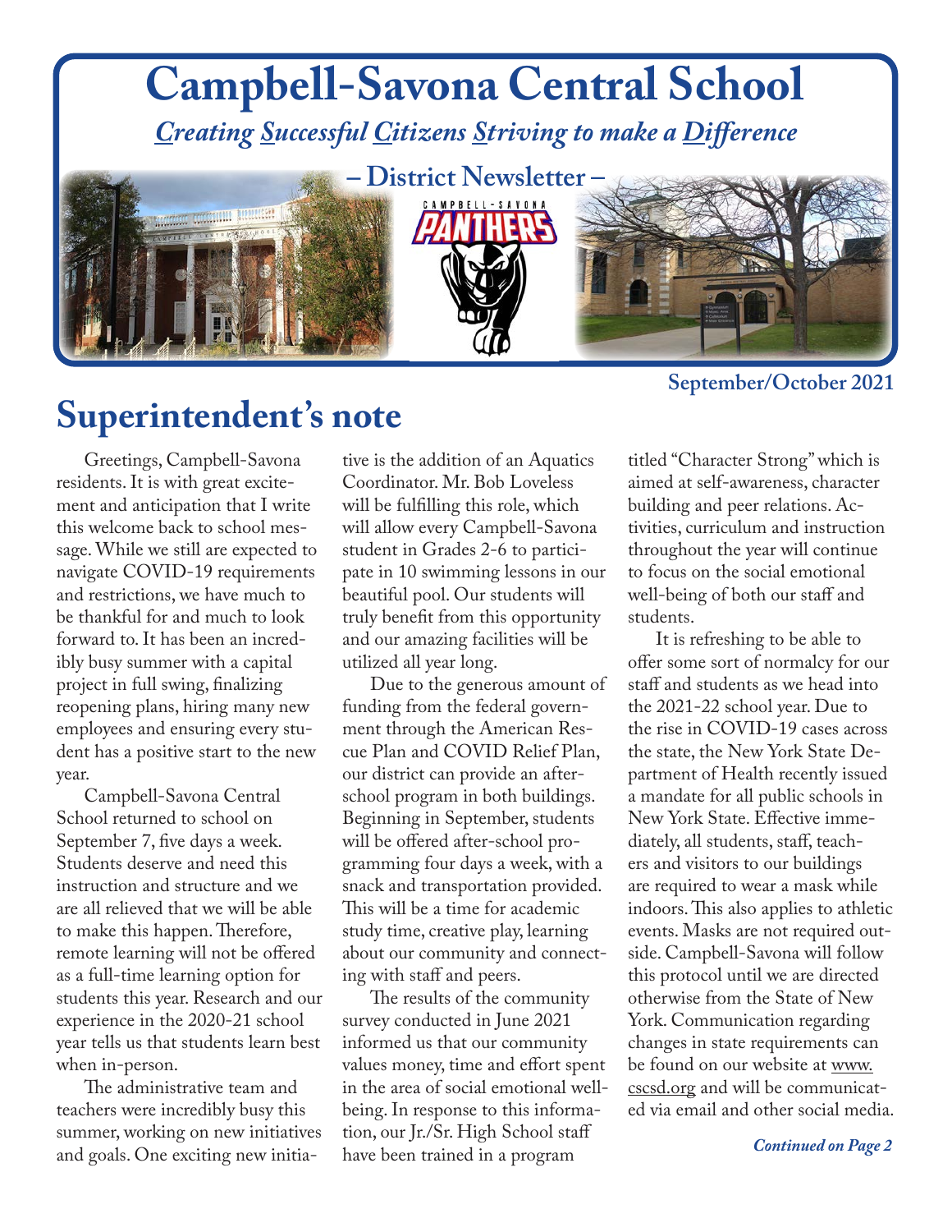# Campbell-Savona Central School

***C**reating **S**uccessful **C**itizens **S**triving to make a **D**ifference*

**– District Newsletter –**

**September/October 2021**

## Superintendent's note

Greetings, Campbell-Savona residents. It is with great excitement and anticipation that I write this welcome back to school message. While we still are expected to navigate COVID-19 requirements and restrictions, we have much to be thankful for and much to look forward to. It has been an incredibly busy summer with a capital project in full swing, finalizing reopening plans, hiring many new employees and ensuring every student has a positive start to the new year.

Campbell-Savona Central School returned to school on September 7, five days a week. Students deserve and need this instruction and structure and we are all relieved that we will be able to make this happen. Therefore, remote learning will not be offered as a full-time learning option for students this year. Research and our experience in the 2020-21 school year tells us that students learn best when in-person.

The administrative team and teachers were incredibly busy this summer, working on new initiatives and goals. One exciting new initiative is the addition of an Aquatics Coordinator. Mr. Bob Loveless will be fulfilling this role, which will allow every Campbell-Savona student in Grades 2-6 to participate in 10 swimming lessons in our beautiful pool. Our students will truly benefit from this opportunity and our amazing facilities will be utilized all year long.

Due to the generous amount of funding from the federal government through the American Rescue Plan and COVID Relief Plan, our district can provide an after-school program in both buildings. Beginning in September, students will be offered after-school programming four days a week, with a snack and transportation provided. This will be a time for academic study time, creative play, learning about our community and connecting with staff and peers.

The results of the community survey conducted in June 2021 informed us that our community values money, time and effort spent in the area of social emotional well-being. In response to this information, our Jr./Sr. High School staff have been trained in a program titled "Character Strong" which is aimed at self-awareness, character building and peer relations. Activities, curriculum and instruction throughout the year will continue to focus on the social emotional well-being of both our staff and students.

It is refreshing to be able to offer some sort of normalcy for our staff and students as we head into the 2021-22 school year. Due to the rise in COVID-19 cases across the state, the New York State Department of Health recently issued a mandate for all public schools in New York State. Effective immediately, all students, staff, teachers and visitors to our buildings are required to wear a mask while indoors. This also applies to athletic events. Masks are not required outside. Campbell-Savona will follow this protocol until we are directed otherwise from the State of New York. Communication regarding changes in state requirements can be found on our website at www.cscsd.org and will be communicated via email and other social media.

***Continued on Page 2***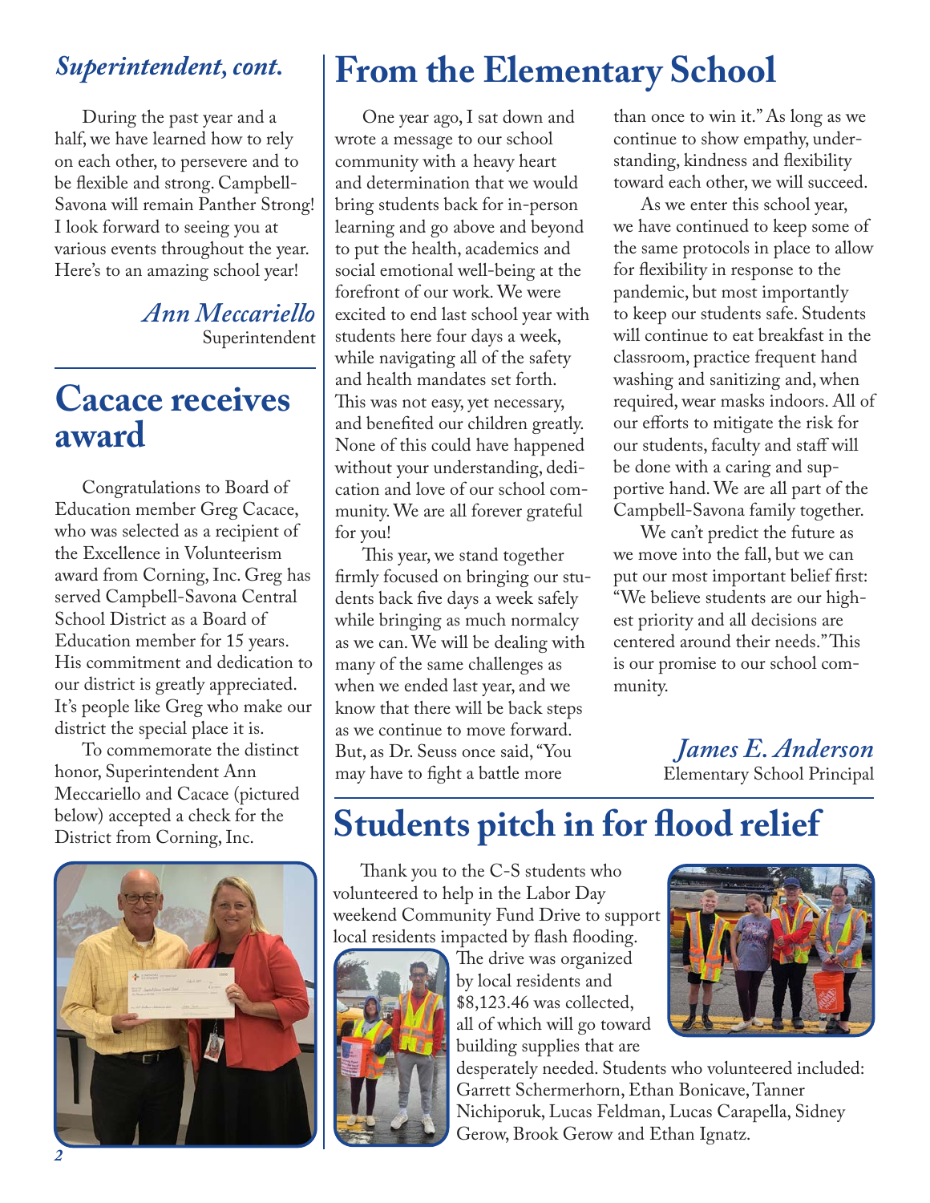## *Superintendent, cont.*

During the past year and a half, we have learned how to rely on each other, to persevere and to be flexible and strong. Campbell-Savona will remain Panther Strong! I look forward to seeing you at various events throughout the year. Here's to an amazing school year!

*Ann Meccariello*
Superintendent

## Cacace receives award

Congratulations to Board of Education member Greg Cacace, who was selected as a recipient of the Excellence in Volunteerism award from Corning, Inc. Greg has served Campbell-Savona Central School District as a Board of Education member for 15 years. His commitment and dedication to our district is greatly appreciated. It's people like Greg who make our district the special place it is.

To commemorate the distinct honor, Superintendent Ann Meccariello and Cacace (pictured below) accepted a check for the District from Corning, Inc.

# From the Elementary School

One year ago, I sat down and wrote a message to our school community with a heavy heart and determination that we would bring students back for in-person learning and go above and beyond to put the health, academics and social emotional well-being at the forefront of our work. We were excited to end last school year with students here four days a week, while navigating all of the safety and health mandates set forth. This was not easy, yet necessary, and benefited our children greatly. None of this could have happened without your understanding, dedication and love of our school community. We are all forever grateful for you!

This year, we stand together firmly focused on bringing our students back five days a week safely while bringing as much normalcy as we can. We will be dealing with many of the same challenges as when we ended last year, and we know that there will be back steps as we continue to move forward. But, as Dr. Seuss once said, "You may have to fight a battle more than once to win it." As long as we continue to show empathy, understanding, kindness and flexibility toward each other, we will succeed.

As we enter this school year, we have continued to keep some of the same protocols in place to allow for flexibility in response to the pandemic, but most importantly to keep our students safe. Students will continue to eat breakfast in the classroom, practice frequent hand washing and sanitizing and, when required, wear masks indoors. All of our efforts to mitigate the risk for our students, faculty and staff will be done with a caring and supportive hand. We are all part of the Campbell-Savona family together.

We can't predict the future as we move into the fall, but we can put our most important belief first: "We believe students are our highest priority and all decisions are centered around their needs." This is our promise to our school community.

*James E. Anderson*
Elementary School Principal

# Students pitch in for flood relief

Thank you to the C-S students who volunteered to help in the Labor Day weekend Community Fund Drive to support local residents impacted by flash flooding. The drive was organized by local residents and $8,123.46 was collected, all of which will go toward building supplies that are desperately needed. Students who volunteered included: Garrett Schermerhorn, Ethan Bonicave, Tanner Nichiporuk, Lucas Feldman, Lucas Carapella, Sidney Gerow, Brook Gerow and Ethan Ignatz.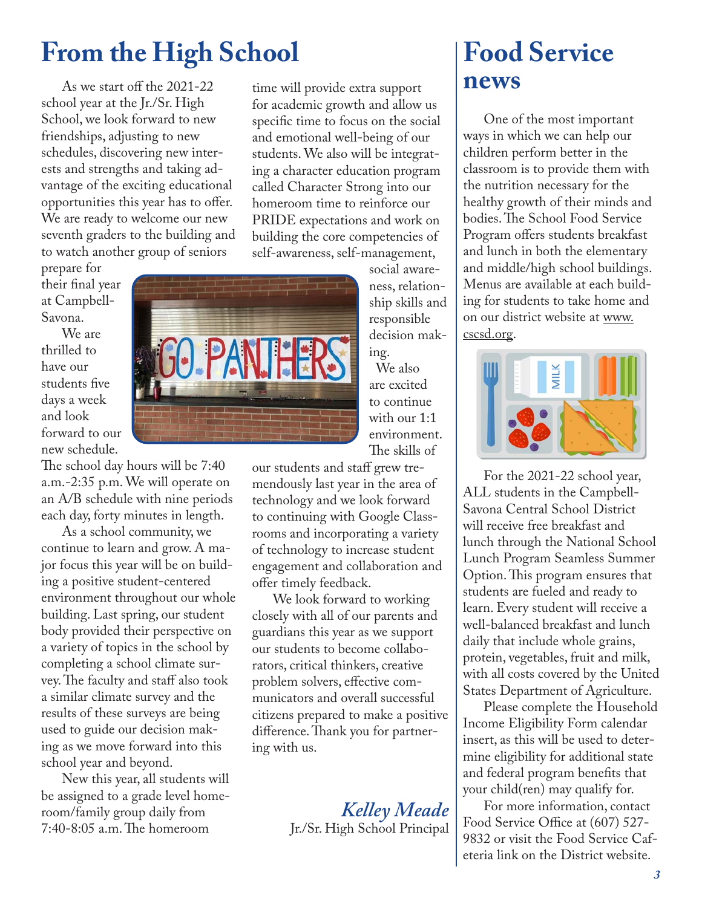# From the High School

As we start off the 2021-22 school year at the Jr./Sr. High School, we look forward to new friendships, adjusting to new schedules, discovering new interests and strengths and taking advantage of the exciting educational opportunities this year has to offer. We are ready to welcome our new seventh graders to the building and to watch another group of seniors prepare for their final year at Campbell-Savona.

We are thrilled to have our students five days a week and look forward to our new schedule. The school day hours will be 7:40 a.m.-2:35 p.m. We will operate on an A/B schedule with nine periods each day, forty minutes in length.

As a school community, we continue to learn and grow. A major focus this year will be on building a positive student-centered environment throughout our whole building. Last spring, our student body provided their perspective on a variety of topics in the school by completing a school climate survey. The faculty and staff also took a similar climate survey and the results of these surveys are being used to guide our decision making as we move forward into this school year and beyond.

New this year, all students will be assigned to a grade level homeroom/family group daily from 7:40-8:05 a.m. The homeroom time will provide extra support for academic growth and allow us specific time to focus on the social and emotional well-being of our students. We also will be integrating a character education program called Character Strong into our homeroom time to reinforce our PRIDE expectations and work on building the core competencies of self-awareness, self-management, social awareness, relationship skills and responsible decision making.

We also are excited to continue with our 1:1 environment. The skills of our students and staff grew tremendously last year in the area of technology and we look forward to continuing with Google Classrooms and incorporating a variety of technology to increase student engagement and collaboration and offer timely feedback.

We look forward to working closely with all of our parents and guardians this year as we support our students to become collaborators, critical thinkers, creative problem solvers, effective communicators and overall successful citizens prepared to make a positive difference. Thank you for partnering with us.

*Kelley Meade*
Jr./Sr. High School Principal

# Food Service news

One of the most important ways in which we can help our children perform better in the classroom is to provide them with the nutrition necessary for the healthy growth of their minds and bodies. The School Food Service Program offers students breakfast and lunch in both the elementary and middle/high school buildings. Menus are available at each building for students to take home and on our district website at www.cscsd.org.

For the 2021-22 school year, ALL students in the Campbell-Savona Central School District will receive free breakfast and lunch through the National School Lunch Program Seamless Summer Option. This program ensures that students are fueled and ready to learn. Every student will receive a well-balanced breakfast and lunch daily that include whole grains, protein, vegetables, fruit and milk, with all costs covered by the United States Department of Agriculture.

Please complete the Household Income Eligibility Form calendar insert, as this will be used to determine eligibility for additional state and federal program benefits that your child(ren) may qualify for.

For more information, contact Food Service Office at (607) 527-9832 or visit the Food Service Cafeteria link on the District website.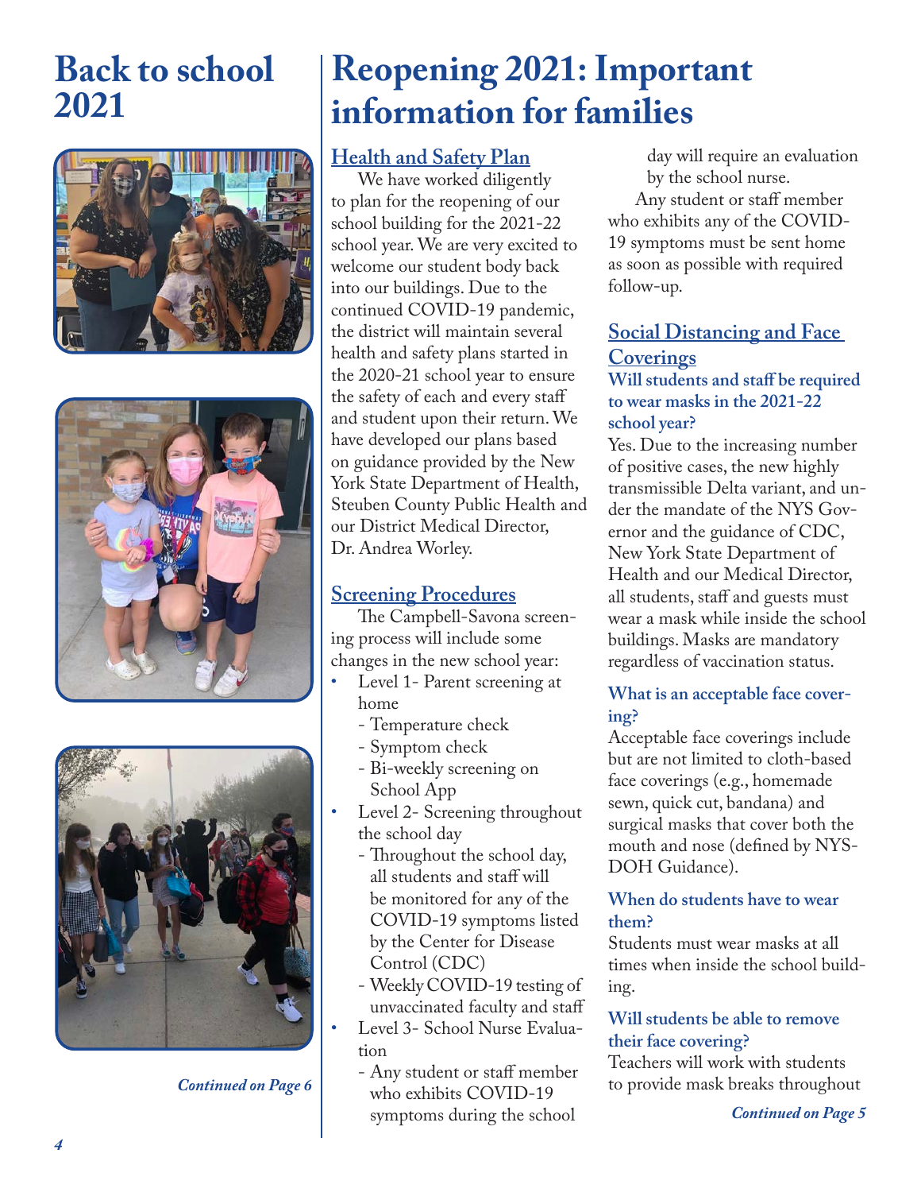# Back to school 2021

*Continued on Page 6*

# Reopening 2021: Important information for families

## Health and Safety Plan

We have worked diligently to plan for the reopening of our school building for the 2021-22 school year. We are very excited to welcome our student body back into our buildings. Due to the continued COVID-19 pandemic, the district will maintain several health and safety plans started in the 2020-21 school year to ensure the safety of each and every staff and student upon their return. We have developed our plans based on guidance provided by the New York State Department of Health, Steuben County Public Health and our District Medical Director, Dr. Andrea Worley.

## Screening Procedures

The Campbell-Savona screening process will include some changes in the new school year:

- Level 1- Parent screening at home
  - Temperature check
  - Symptom check
  - Bi-weekly screening on School App
- Level 2- Screening throughout the school day
  - Throughout the school day, all students and staff will be monitored for any of the COVID-19 symptoms listed by the Center for Disease Control (CDC)
  - Weekly COVID-19 testing of unvaccinated faculty and staff
- Level 3- School Nurse Evaluation
  - Any student or staff member who exhibits COVID-19 symptoms during the school day will require an evaluation by the school nurse.

Any student or staff member who exhibits any of the COVID-19 symptoms must be sent home as soon as possible with required follow-up.

## Social Distancing and Face Coverings

### Will students and staff be required to wear masks in the 2021-22 school year?

Yes. Due to the increasing number of positive cases, the new highly transmissible Delta variant, and under the mandate of the NYS Governor and the guidance of CDC, New York State Department of Health and our Medical Director, all students, staff and guests must wear a mask while inside the school buildings. Masks are mandatory regardless of vaccination status.

### What is an acceptable face covering?

Acceptable face coverings include but are not limited to cloth-based face coverings (e.g., homemade sewn, quick cut, bandana) and surgical masks that cover both the mouth and nose (defined by NYSDOH Guidance).

### When do students have to wear them?

Students must wear masks at all times when inside the school building.

### Will students be able to remove their face covering?

Teachers will work with students to provide mask breaks throughout

*Continued on Page 5*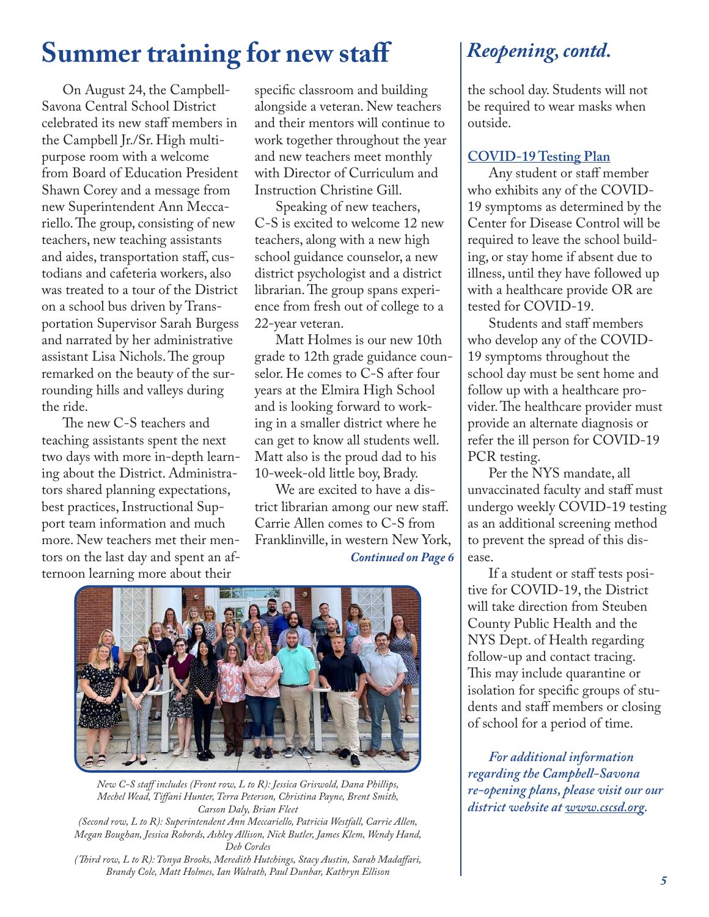# Summary training for new staff

On August 24, the Campbell-Savona Central School District celebrated its new staff members in the Campbell Jr./Sr. High multi-purpose room with a welcome from Board of Education President Shawn Corey and a message from new Superintendent Ann Meccariello. The group, consisting of new teachers, new teaching assistants and aides, transportation staff, custodians and cafeteria workers, also was treated to a tour of the District on a school bus driven by Transportation Supervisor Sarah Burgess and narrated by her administrative assistant Lisa Nichols. The group remarked on the beauty of the surrounding hills and valleys during the ride.

The new C-S teachers and teaching assistants spent the next two days with more in-depth learning about the District. Administrators shared planning expectations, best practices, Instructional Support team information and much more. New teachers met their mentors on the last day and spent an afternoon learning more about their specific classroom and building alongside a veteran. New teachers and their mentors will continue to work together throughout the year and new teachers meet monthly with Director of Curriculum and Instruction Christine Gill.

Speaking of new teachers, C-S is excited to welcome 12 new teachers, along with a new high school guidance counselor, a new district psychologist and a district librarian. The group spans experience from fresh out of college to a 22-year veteran.

Matt Holmes is our new 10th grade to 12th grade guidance counselor. He comes to C-S after four years at the Elmira High School and is looking forward to working in a smaller district where he can get to know all students well. Matt also is the proud dad to his 10-week-old little boy, Brady.

We are excited to have a district librarian among our new staff. Carrie Allen comes to C-S from Franklinville, in western New York,

***Continued on Page 6***

*New C-S staff includes (Front row, L to R): Jessica Griswold, Dana Phillips, Mechel Wead, Tiffani Hunter, Terra Peterson, Christina Payne, Brent Smith, Carson Daly, Brian Fleet*
*(Second row, L to R): Superintendent Ann Meccariello, Patricia Westfall, Carrie Allen, Megan Boughan, Jessica Robords, Ashley Allison, Nick Butler, James Klem, Wendy Hand, Deb Cordes*
*(Third row, L to R): Tonya Brooks, Meredith Hutchings, Stacy Austin, Sarah Madaffari, Brandy Cole, Matt Holmes, Ian Walrath, Paul Dunbar, Kathryn Ellison*

## *Reopening, contd.*

the school day. Students will not be required to wear masks when outside.

### COVID-19 Testing Plan

Any student or staff member who exhibits any of the COVID-19 symptoms as determined by the Center for Disease Control will be required to leave the school building, or stay home if absent due to illness, until they have followed up with a healthcare provide OR are tested for COVID-19.

Students and staff members who develop any of the COVID-19 symptoms throughout the school day must be sent home and follow up with a healthcare provider. The healthcare provider must provide an alternate diagnosis or refer the ill person for COVID-19 PCR testing.

Per the NYS mandate, all unvaccinated faculty and staff must undergo weekly COVID-19 testing as an additional screening method to prevent the spread of this disease.

If a student or staff tests positive for COVID-19, the District will take direction from Steuben County Public Health and the NYS Dept. of Health regarding follow-up and contact tracing. This may include quarantine or isolation for specific groups of students and staff members or closing of school for a period of time.

***For additional information regarding the Campbell-Savona re-opening plans, please visit our our district website at www.cscsd.org.***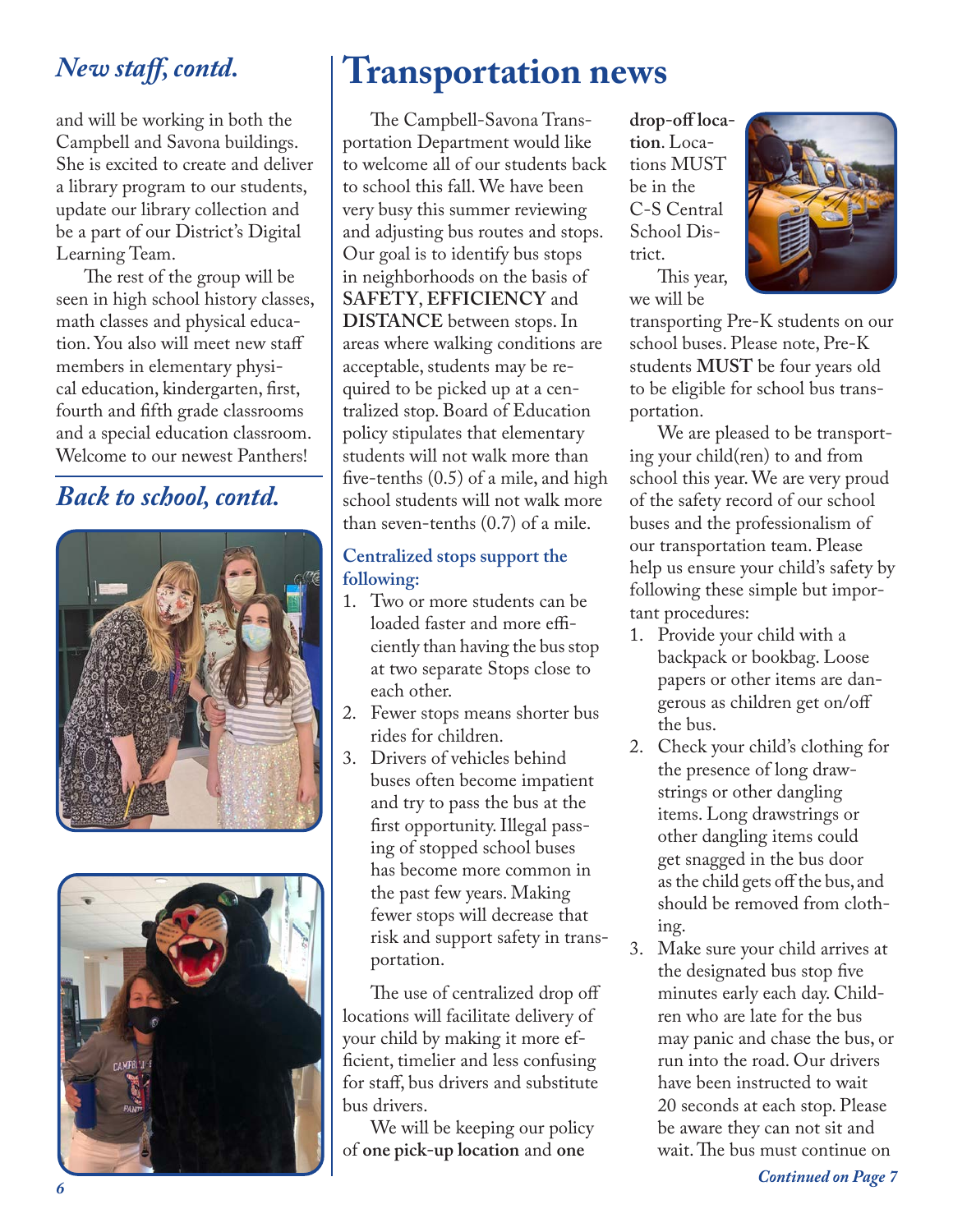## *New staff, contd.*

and will be working in both the Campbell and Savona buildings. She is excited to create and deliver a library program to our students, update our library collection and be a part of our District's Digital Learning Team.

The rest of the group will be seen in high school history classes, math classes and physical education. You also will meet new staff members in elementary physical education, kindergarten, first, fourth and fifth grade classrooms and a special education classroom. Welcome to our newest Panthers!

## *Back to school, contd.*

# Transportation news

The Campbell-Savona Transportation Department would like to welcome all of our students back to school this fall. We have been very busy this summer reviewing and adjusting bus routes and stops. Our goal is to identify bus stops in neighborhoods on the basis of **SAFETY**, **EFFICIENCY** and **DISTANCE** between stops. In areas where walking conditions are acceptable, students may be required to be picked up at a centralized stop. Board of Education policy stipulates that elementary students will not walk more than five-tenths (0.5) of a mile, and high school students will not walk more than seven-tenths (0.7) of a mile.

### Centralized stops support the following:

1. Two or more students can be loaded faster and more efficiently than having the bus stop at two separate Stops close to each other.
2. Fewer stops means shorter bus rides for children.
3. Drivers of vehicles behind buses often become impatient and try to pass the bus at the first opportunity. Illegal passing of stopped school buses has become more common in the past few years. Making fewer stops will decrease that risk and support safety in transportation.

The use of centralized drop off locations will facilitate delivery of your child by making it more efficient, timelier and less confusing for staff, bus drivers and substitute bus drivers.

We will be keeping our policy of **one pick-up location** and **one drop-off location**. Locations MUST be in the C-S Central School District.

This year, we will be transporting Pre-K students on our school buses. Please note, Pre-K students **MUST** be four years old to be eligible for school bus transportation.

We are pleased to be transporting your child(ren) to and from school this year. We are very proud of the safety record of our school buses and the professionalism of our transportation team. Please help us ensure your child's safety by following these simple but important procedures:

1. Provide your child with a backpack or bookbag. Loose papers or other items are dangerous as children get on/off the bus.
2. Check your child's clothing for the presence of long drawstrings or other dangling items. Long drawstrings or other dangling items could get snagged in the bus door as the child gets off the bus, and should be removed from clothing.
3. Make sure your child arrives at the designated bus stop five minutes early each day. Children who are late for the bus may panic and chase the bus, or run into the road. Our drivers have been instructed to wait 20 seconds at each stop. Please be aware they can not sit and wait. The bus must continue on

*Continued on Page 7*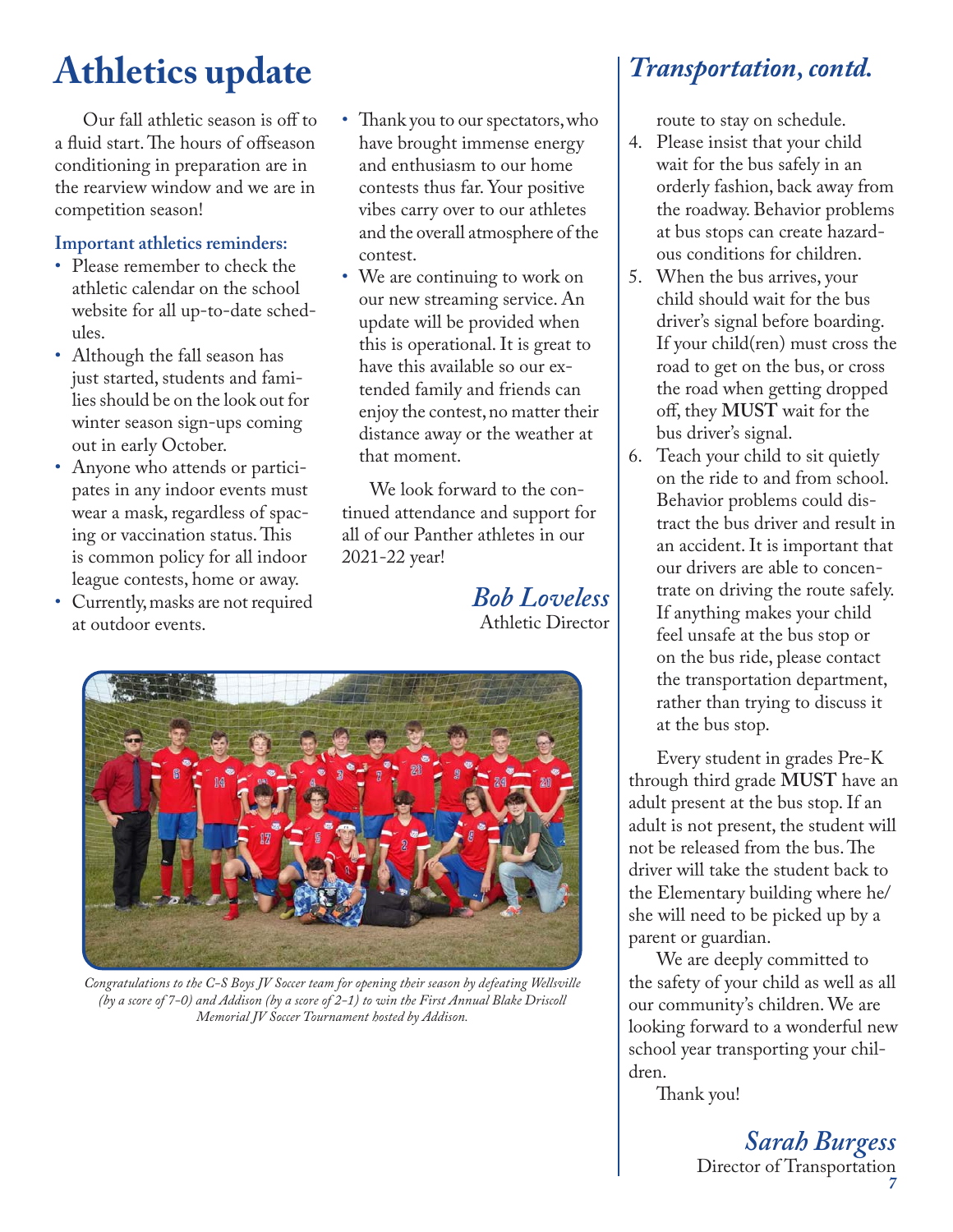# Athletics update

Our fall athletic season is off to a fluid start. The hours of offseason conditioning in preparation are in the rearview window and we are in competition season!

**Important athletics reminders:**

- Please remember to check the athletic calendar on the school website for all up-to-date schedules.
- Although the fall season has just started, students and families should be on the look out for winter season sign-ups coming out in early October.
- Anyone who attends or participates in any indoor events must wear a mask, regardless of spacing or vaccination status. This is common policy for all indoor league contests, home or away.
- Currently, masks are not required at outdoor events.
- Thank you to our spectators, who have brought immense energy and enthusiasm to our home contests thus far. Your positive vibes carry over to our athletes and the overall atmosphere of the contest.
- We are continuing to work on our new streaming service. An update will be provided when this is operational. It is great to have this available so our extended family and friends can enjoy the contest, no matter their distance away or the weather at that moment.

We look forward to the continued attendance and support for all of our Panther athletes in our 2021-22 year!

*Bob Loveless*
Athletic Director

*Congratulations to the C-S Boys JV Soccer team for opening their season by defeating Wellsville (by a score of 7-0) and Addison (by a score of 2-1) to win the First Annual Blake Driscoll Memorial JV Soccer Tournament hosted by Addison.*

## *Transportation, contd.*

route to stay on schedule.

4. Please insist that your child wait for the bus safely in an orderly fashion, back away from the roadway. Behavior problems at bus stops can create hazardous conditions for children.
5. When the bus arrives, your child should wait for the bus driver's signal before boarding. If your child(ren) must cross the road to get on the bus, or cross the road when getting dropped off, they **MUST** wait for the bus driver's signal.
6. Teach your child to sit quietly on the ride to and from school. Behavior problems could distract the bus driver and result in an accident. It is important that our drivers are able to concentrate on driving the route safely. If anything makes your child feel unsafe at the bus stop or on the bus ride, please contact the transportation department, rather than trying to discuss it at the bus stop.

Every student in grades Pre-K through third grade **MUST** have an adult present at the bus stop. If an adult is not present, the student will not be released from the bus. The driver will take the student back to the Elementary building where he/she will need to be picked up by a parent or guardian.

We are deeply committed to the safety of your child as well as all our community's children. We are looking forward to a wonderful new school year transporting your children.

Thank you!

*Sarah Burgess*
Director of Transportation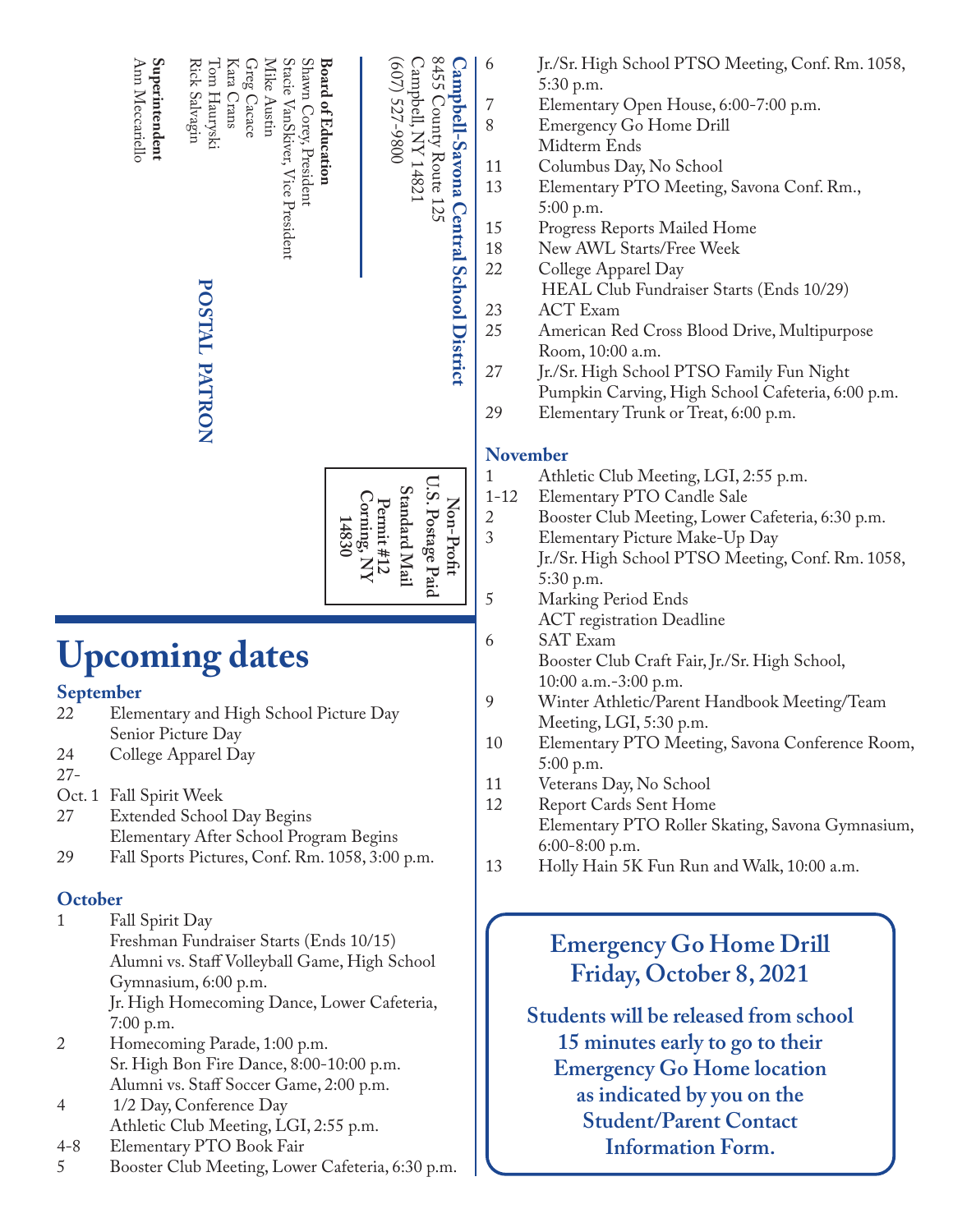**Campbell-Savona Central School District**
8455 County Route 125
Campbell, NY 14821
(607) 527-9800

**Board of Education**
Shawn Corey, President
Stacie VanSkiver, Vice President
Mike Austin
Greg Cacace
Kara Crans
Tom Hauryski
Rick Salvagin

**Superintendent**
Ann Meccariello

**Non-Profit**
**U.S. Postage Paid**
**Standard Mail**
**Permit #12**
**Corning, NY**
**14830**

**POSTAL PATRON**

# Upcoming dates

## September

22 Elementary and High School Picture Day
Senior Picture Day
24 College Apparel Day
27-Oct. 1 Fall Spirit Week
27 Extended School Day Begins
Elementary After School Program Begins
29 Fall Sports Pictures, Conf. Rm. 1058, 3:00 p.m.

## October

1 Fall Spirit Day
Freshman Fundraiser Starts (Ends 10/15)
Alumni vs. Staff Volleyball Game, High School Gymnasium, 6:00 p.m.
Jr. High Homecoming Dance, Lower Cafeteria, 7:00 p.m.
2 Homecoming Parade, 1:00 p.m.
Sr. High Bon Fire Dance, 8:00-10:00 p.m.
Alumni vs. Staff Soccer Game, 2:00 p.m.
4 1/2 Day, Conference Day
Athletic Club Meeting, LGI, 2:55 p.m.
4-8 Elementary PTO Book Fair
5 Booster Club Meeting, Lower Cafeteria, 6:30 p.m.
6 Jr./Sr. High School PTSO Meeting, Conf. Rm. 1058, 5:30 p.m.
7 Elementary Open House, 6:00-7:00 p.m.
8 Emergency Go Home Drill
Midterm Ends
11 Columbus Day, No School
13 Elementary PTO Meeting, Savona Conf. Rm., 5:00 p.m.
15 Progress Reports Mailed Home
18 New AWL Starts/Free Week
22 College Apparel Day
HEAL Club Fundraiser Starts (Ends 10/29)
23 ACT Exam
25 American Red Cross Blood Drive, Multipurpose Room, 10:00 a.m.
27 Jr./Sr. High School PTSO Family Fun Night
Pumpkin Carving, High School Cafeteria, 6:00 p.m.
29 Elementary Trunk or Treat, 6:00 p.m.

## November

1 Athletic Club Meeting, LGI, 2:55 p.m.
1-12 Elementary PTO Candle Sale
2 Booster Club Meeting, Lower Cafeteria, 6:30 p.m.
3 Elementary Picture Make-Up Day
Jr./Sr. High School PTSO Meeting, Conf. Rm. 1058, 5:30 p.m.
5 Marking Period Ends
ACT registration Deadline
6 SAT Exam
Booster Club Craft Fair, Jr./Sr. High School, 10:00 a.m.-3:00 p.m.
9 Winter Athletic/Parent Handbook Meeting/Team Meeting, LGI, 5:30 p.m.
10 Elementary PTO Meeting, Savona Conference Room, 5:00 p.m.
11 Veterans Day, No School
12 Report Cards Sent Home
Elementary PTO Roller Skating, Savona Gymnasium, 6:00-8:00 p.m.
13 Holly Hain 5K Fun Run and Walk, 10:00 a.m.

**Emergency Go Home Drill**
**Friday, October 8, 2021**

**Students will be released from school 15 minutes early to go to their Emergency Go Home location as indicated by you on the Student/Parent Contact Information Form.**